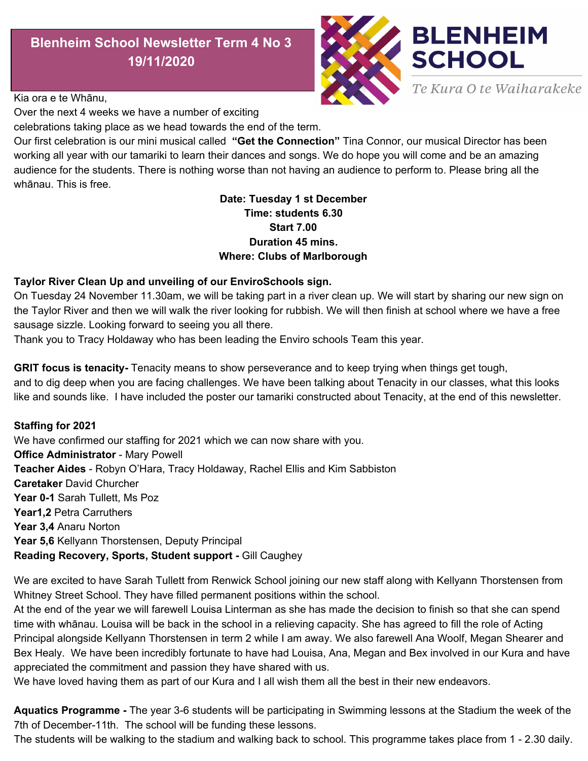# Blenheim School Newsletter Term 4 No 3
## 19/11/2020

**BLENHEIM SCHOOL**

*Te Kura O te Waiharakeke*

Kia ora e te Whānu,

Over the next 4 weeks we have a number of exciting celebrations taking place as we head towards the end of the term.

Our first celebration is our mini musical called **"Get the Connection"** Tina Connor, our musical Director has been working all year with our tamariki to learn their dances and songs. We do hope you will come and be an amazing audience for the students. There is nothing worse than not having an audience to perform to. Please bring all the whānau. This is free.

**Date: Tuesday 1 st December**
**Time: students 6.30**
**Start 7.00**
**Duration 45 mins.**
**Where: Clubs of Marlborough**

**Taylor River Clean Up and unveiling of our EnviroSchools sign.**

On Tuesday 24 November 11.30am, we will be taking part in a river clean up. We will start by sharing our new sign on the Taylor River and then we will walk the river looking for rubbish. We will then finish at school where we have a free sausage sizzle. Looking forward to seeing you all there.

Thank you to Tracy Holdaway who has been leading the Enviro schools Team this year.

**GRIT focus is tenacity-** Tenacity means to show perseverance and to keep trying when things get tough, and to dig deep when you are facing challenges. We have been talking about Tenacity in our classes, what this looks like and sounds like. I have included the poster our tamariki constructed about Tenacity, at the end of this newsletter.

**Staffing for 2021**

We have confirmed our staffing for 2021 which we can now share with you.

**Office Administrator** - Mary Powell
**Teacher Aides** - Robyn O'Hara, Tracy Holdaway, Rachel Ellis and Kim Sabbiston
**Caretaker** David Churcher
**Year 0-1** Sarah Tullett, Ms Poz
**Year1,2** Petra Carruthers
**Year 3,4** Anaru Norton
**Year 5,6** Kellyann Thorstensen, Deputy Principal
**Reading Recovery, Sports, Student support -** Gill Caughey

We are excited to have Sarah Tullett from Renwick School joining our new staff along with Kellyann Thorstensen from Whitney Street School. They have filled permanent positions within the school.

At the end of the year we will farewell Louisa Linterman as she has made the decision to finish so that she can spend time with whānau. Louisa will be back in the school in a relieving capacity. She has agreed to fill the role of Acting Principal alongside Kellyann Thorstensen in term 2 while I am away. We also farewell Ana Woolf, Megan Shearer and Bex Healy. We have been incredibly fortunate to have had Louisa, Ana, Megan and Bex involved in our Kura and have appreciated the commitment and passion they have shared with us.

We have loved having them as part of our Kura and I all wish them all the best in their new endeavors.

**Aquatics Programme -** The year 3-6 students will be participating in Swimming lessons at the Stadium the week of the 7th of December-11th. The school will be funding these lessons.

The students will be walking to the stadium and walking back to school. This programme takes place from 1 - 2.30 daily.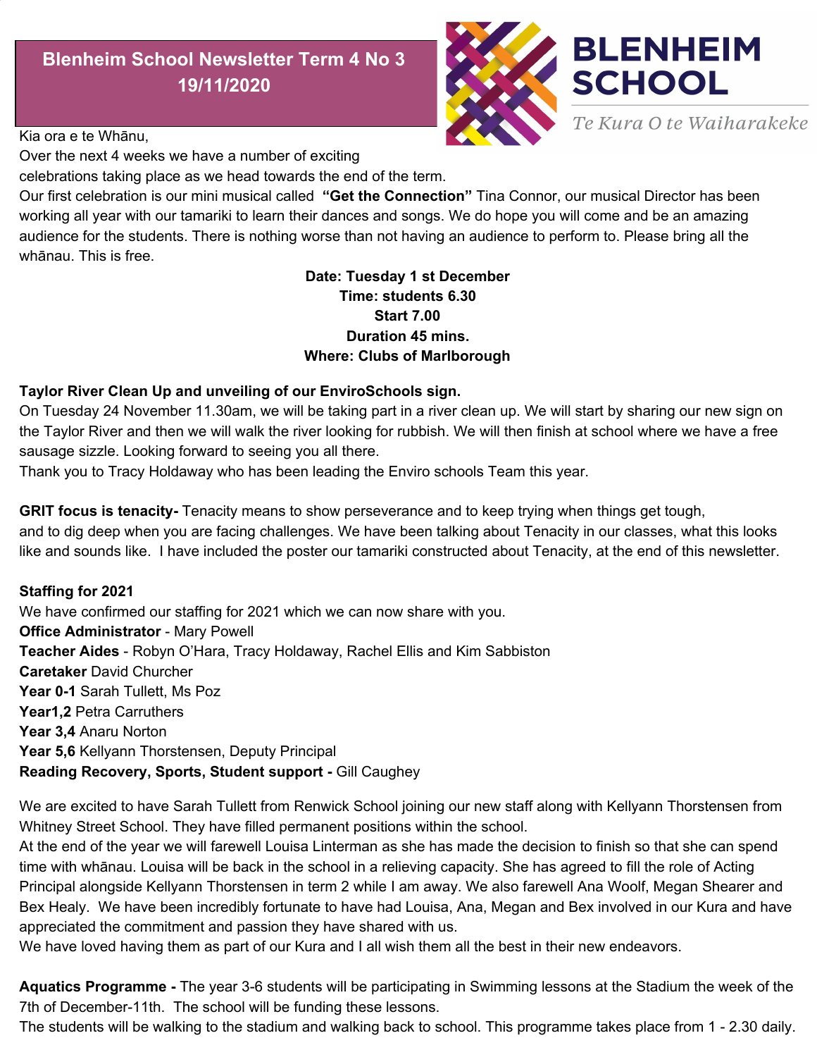# Blenheim School Newsletter Term 4 No 3 19/11/2020

**BLENHEIM SCHOOL**

*Te Kura O te Waiharakeke*

Kia ora e te Whānu,

Over the next 4 weeks we have a number of exciting celebrations taking place as we head towards the end of the term.

Our first celebration is our mini musical called **"Get the Connection"** Tina Connor, our musical Director has been working all year with our tamariki to learn their dances and songs. We do hope you will come and be an amazing audience for the students. There is nothing worse than not having an audience to perform to. Please bring all the whānau. This is free.

**Date: Tuesday 1 st December**
**Time: students 6.30**
**Start 7.00**
**Duration 45 mins.**
**Where: Clubs of Marlborough**

**Taylor River Clean Up and unveiling of our EnviroSchools sign.**

On Tuesday 24 November 11.30am, we will be taking part in a river clean up. We will start by sharing our new sign on the Taylor River and then we will walk the river looking for rubbish. We will then finish at school where we have a free sausage sizzle. Looking forward to seeing you all there.

Thank you to Tracy Holdaway who has been leading the Enviro schools Team this year.

**GRIT focus is tenacity-** Tenacity means to show perseverance and to keep trying when things get tough, and to dig deep when you are facing challenges. We have been talking about Tenacity in our classes, what this looks like and sounds like. I have included the poster our tamariki constructed about Tenacity, at the end of this newsletter.

**Staffing for 2021**

We have confirmed our staffing for 2021 which we can now share with you.

**Office Administrator** - Mary Powell
**Teacher Aides** - Robyn O'Hara, Tracy Holdaway, Rachel Ellis and Kim Sabbiston
**Caretaker** David Churcher
**Year 0-1** Sarah Tullett, Ms Poz
**Year1,2** Petra Carruthers
**Year 3,4** Anaru Norton
**Year 5,6** Kellyann Thorstensen, Deputy Principal
**Reading Recovery, Sports, Student support -** Gill Caughey

We are excited to have Sarah Tullett from Renwick School joining our new staff along with Kellyann Thorstensen from Whitney Street School. They have filled permanent positions within the school.

At the end of the year we will farewell Louisa Linterman as she has made the decision to finish so that she can spend time with whānau. Louisa will be back in the school in a relieving capacity. She has agreed to fill the role of Acting Principal alongside Kellyann Thorstensen in term 2 while I am away. We also farewell Ana Woolf, Megan Shearer and Bex Healy. We have been incredibly fortunate to have had Louisa, Ana, Megan and Bex involved in our Kura and have appreciated the commitment and passion they have shared with us.

We have loved having them as part of our Kura and I all wish them all the best in their new endeavors.

**Aquatics Programme -** The year 3-6 students will be participating in Swimming lessons at the Stadium the week of the 7th of December-11th. The school will be funding these lessons.

The students will be walking to the stadium and walking back to school. This programme takes place from 1 - 2.30 daily.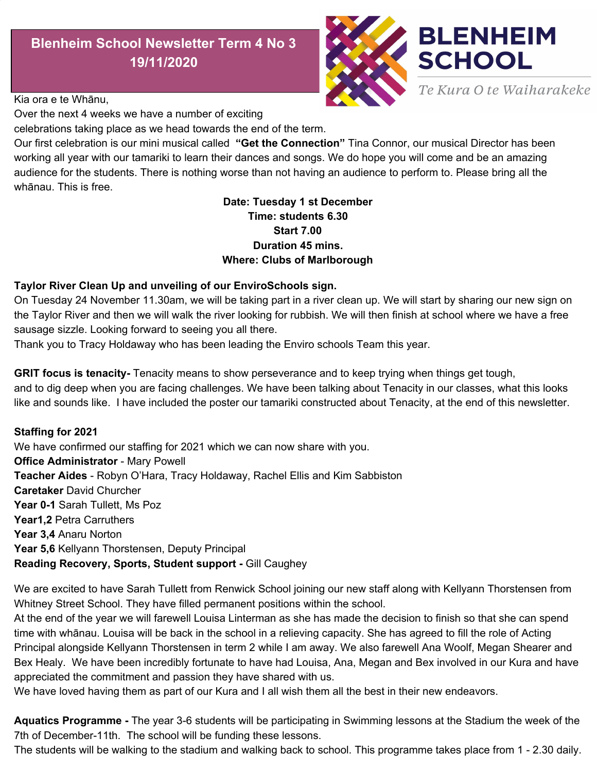# Blenheim School Newsletter Term 4 No 3 19/11/2020

BLENHEIM SCHOOL

*Te Kura O te Waiharakeke*

Kia ora e te Whānu,

Over the next 4 weeks we have a number of exciting celebrations taking place as we head towards the end of the term.

Our first celebration is our mini musical called **"Get the Connection"** Tina Connor, our musical Director has been working all year with our tamariki to learn their dances and songs. We do hope you will come and be an amazing audience for the students. There is nothing worse than not having an audience to perform to. Please bring all the whānau. This is free.

**Date: Tuesday 1 st December**
**Time: students 6.30**
**Start 7.00**
**Duration 45 mins.**
**Where: Clubs of Marlborough**

**Taylor River Clean Up and unveiling of our EnviroSchools sign.**

On Tuesday 24 November 11.30am, we will be taking part in a river clean up. We will start by sharing our new sign on the Taylor River and then we will walk the river looking for rubbish. We will then finish at school where we have a free sausage sizzle. Looking forward to seeing you all there.

Thank you to Tracy Holdaway who has been leading the Enviro schools Team this year.

**GRIT focus is tenacity-** Tenacity means to show perseverance and to keep trying when things get tough, and to dig deep when you are facing challenges. We have been talking about Tenacity in our classes, what this looks like and sounds like. I have included the poster our tamariki constructed about Tenacity, at the end of this newsletter.

**Staffing for 2021**

We have confirmed our staffing for 2021 which we can now share with you.

**Office Administrator** - Mary Powell
**Teacher Aides** - Robyn O'Hara, Tracy Holdaway, Rachel Ellis and Kim Sabbiston
**Caretaker** David Churcher
**Year 0-1** Sarah Tullett, Ms Poz
**Year1,2** Petra Carruthers
**Year 3,4** Anaru Norton
**Year 5,6** Kellyann Thorstensen, Deputy Principal
**Reading Recovery, Sports, Student support -** Gill Caughey

We are excited to have Sarah Tullett from Renwick School joining our new staff along with Kellyann Thorstensen from Whitney Street School. They have filled permanent positions within the school.

At the end of the year we will farewell Louisa Linterman as she has made the decision to finish so that she can spend time with whānau. Louisa will be back in the school in a relieving capacity. She has agreed to fill the role of Acting Principal alongside Kellyann Thorstensen in term 2 while I am away. We also farewell Ana Woolf, Megan Shearer and Bex Healy. We have been incredibly fortunate to have had Louisa, Ana, Megan and Bex involved in our Kura and have appreciated the commitment and passion they have shared with us.

We have loved having them as part of our Kura and I all wish them all the best in their new endeavors.

**Aquatics Programme -** The year 3-6 students will be participating in Swimming lessons at the Stadium the week of the 7th of December-11th. The school will be funding these lessons.

The students will be walking to the stadium and walking back to school. This programme takes place from 1 - 2.30 daily.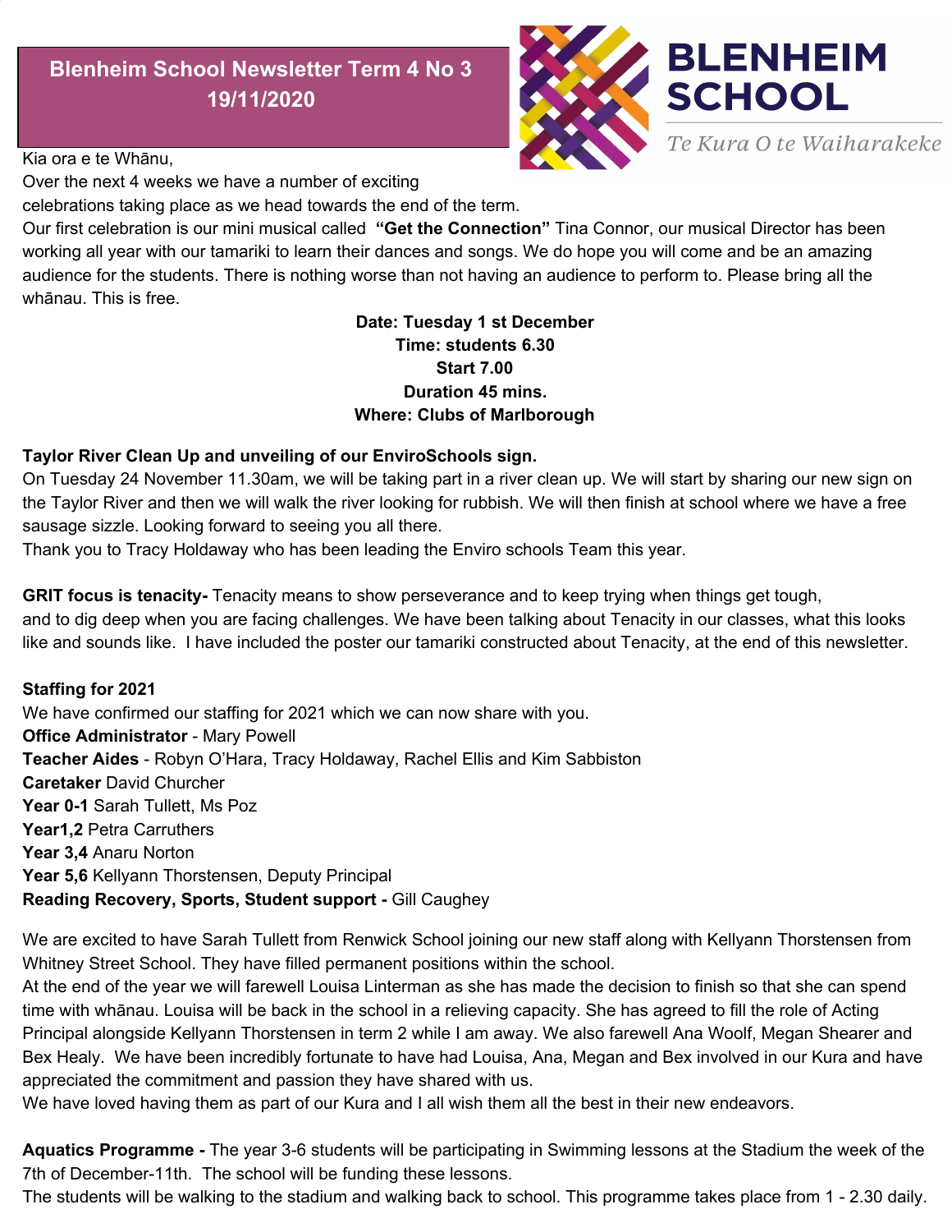# Blenheim School Newsletter Term 4 No 3
# 19/11/2020

BLENHEIM SCHOOL

*Te Kura O te Waiharakeke*

Kia ora e te Whānu,

Over the next 4 weeks we have a number of exciting celebrations taking place as we head towards the end of the term.

Our first celebration is our mini musical called **"Get the Connection"** Tina Connor, our musical Director has been working all year with our tamariki to learn their dances and songs. We do hope you will come and be an amazing audience for the students. There is nothing worse than not having an audience to perform to. Please bring all the whānau. This is free.

**Date: Tuesday 1 st December**
**Time: students 6.30**
**Start 7.00**
**Duration 45 mins.**
**Where: Clubs of Marlborough**

**Taylor River Clean Up and unveiling of our EnviroSchools sign.**

On Tuesday 24 November 11.30am, we will be taking part in a river clean up. We will start by sharing our new sign on the Taylor River and then we will walk the river looking for rubbish. We will then finish at school where we have a free sausage sizzle. Looking forward to seeing you all there.

Thank you to Tracy Holdaway who has been leading the Enviro schools Team this year.

**GRIT focus is tenacity-** Tenacity means to show perseverance and to keep trying when things get tough, and to dig deep when you are facing challenges. We have been talking about Tenacity in our classes, what this looks like and sounds like. I have included the poster our tamariki constructed about Tenacity, at the end of this newsletter.

**Staffing for 2021**

We have confirmed our staffing for 2021 which we can now share with you.

**Office Administrator** - Mary Powell
**Teacher Aides** - Robyn O'Hara, Tracy Holdaway, Rachel Ellis and Kim Sabbiston
**Caretaker** David Churcher
**Year 0-1** Sarah Tullett, Ms Poz
**Year1,2** Petra Carruthers
**Year 3,4** Anaru Norton
**Year 5,6** Kellyann Thorstensen, Deputy Principal
**Reading Recovery, Sports, Student support -** Gill Caughey

We are excited to have Sarah Tullett from Renwick School joining our new staff along with Kellyann Thorstensen from Whitney Street School. They have filled permanent positions within the school.

At the end of the year we will farewell Louisa Linterman as she has made the decision to finish so that she can spend time with whānau. Louisa will be back in the school in a relieving capacity. She has agreed to fill the role of Acting Principal alongside Kellyann Thorstensen in term 2 while I am away. We also farewell Ana Woolf, Megan Shearer and Bex Healy. We have been incredibly fortunate to have had Louisa, Ana, Megan and Bex involved in our Kura and have appreciated the commitment and passion they have shared with us.

We have loved having them as part of our Kura and I all wish them all the best in their new endeavors.

**Aquatics Programme -** The year 3-6 students will be participating in Swimming lessons at the Stadium the week of the 7th of December-11th. The school will be funding these lessons.

The students will be walking to the stadium and walking back to school. This programme takes place from 1 - 2.30 daily.